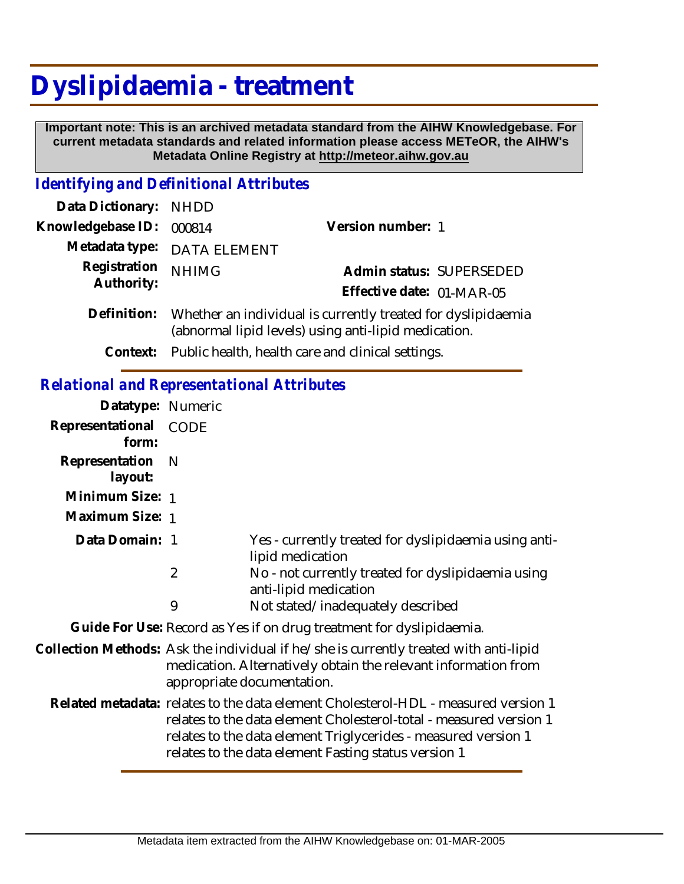# Dyslipidaemia - treatment

**Important note: This is an archived metadata standard from the AIHW Knowledgebase. For current metadata standards and related information please access METeOR, the AIHW's Metadata Online Registry at http://meteor.aihw.gov.au**

## *Identifying and Definitional Attributes*

| | | | |
|---|---|---|---|
| **Data Dictionary:** | NHDD | | |
| **Knowledgebase ID:** | 000814 | **Version number:** | 1 |
| **Metadata type:** | DATA ELEMENT | | |
| **Registration Authority:** | NHIMG | **Admin status:** | SUPERSEDED |
| | | **Effective date:** | 01-MAR-05 |

**Definition:** Whether an individual is currently treated for dyslipidaemia (abnormal lipid levels) using anti-lipid medication.

**Context:** Public health, health care and clinical settings.

## *Relational and Representational Attributes*

**Datatype:** Numeric

**Representational form:** CODE

**Representation layout:** N

**Minimum Size:** 1

**Maximum Size:** 1

**Data Domain:**

| | |
|---|---|
| 1 | Yes - currently treated for dyslipidaemia using anti-lipid medication |
| 2 | No - not currently treated for dyslipidaemia using anti-lipid medication |
| 9 | Not stated/inadequately described |

**Guide For Use:** Record as Yes if on drug treatment for dyslipidaemia.

**Collection Methods:** Ask the individual if he/she is currently treated with anti-lipid medication. Alternatively obtain the relevant information from appropriate documentation.

**Related metadata:** relates to the data element Cholesterol-HDL - measured version 1
relates to the data element Cholesterol-total - measured version 1
relates to the data element Triglycerides - measured version 1
relates to the data element Fasting status version 1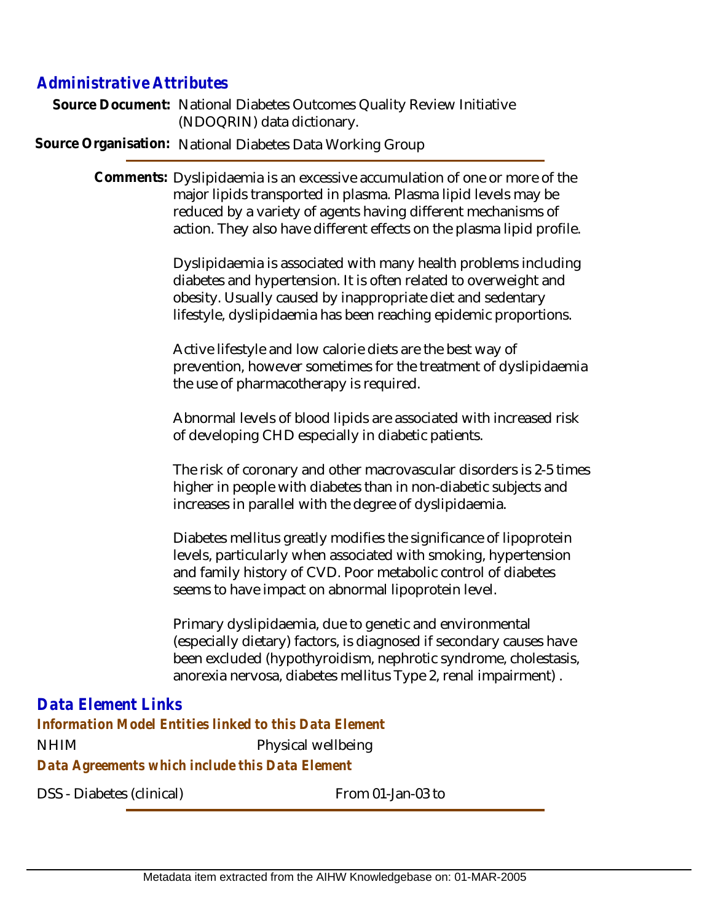## Administrative Attributes

**Source Document:** National Diabetes Outcomes Quality Review Initiative (NDOQRIN) data dictionary.

**Source Organisation:** National Diabetes Data Working Group

**Comments:** Dyslipidaemia is an excessive accumulation of one or more of the major lipids transported in plasma. Plasma lipid levels may be reduced by a variety of agents having different mechanisms of action. They also have different effects on the plasma lipid profile.

Dyslipidaemia is associated with many health problems including diabetes and hypertension. It is often related to overweight and obesity. Usually caused by inappropriate diet and sedentary lifestyle, dyslipidaemia has been reaching epidemic proportions.

Active lifestyle and low calorie diets are the best way of prevention, however sometimes for the treatment of dyslipidaemia the use of pharmacotherapy is required.

Abnormal levels of blood lipids are associated with increased risk of developing CHD especially in diabetic patients.

The risk of coronary and other macrovascular disorders is 2-5 times higher in people with diabetes than in non-diabetic subjects and increases in parallel with the degree of dyslipidaemia.

Diabetes mellitus greatly modifies the significance of lipoprotein levels, particularly when associated with smoking, hypertension and family history of CVD. Poor metabolic control of diabetes seems to have impact on abnormal lipoprotein level.

Primary dyslipidaemia, due to genetic and environmental (especially dietary) factors, is diagnosed if secondary causes have been excluded (hypothyroidism, nephrotic syndrome, cholestasis, anorexia nervosa, diabetes mellitus Type 2, renal impairment) .

## Data Element Links

### Information Model Entities linked to this Data Element

| | |
|---|---|
| NHIM | Physical wellbeing |

### Data Agreements which include this Data Element

| | |
|---|---|
| DSS - Diabetes (clinical) | From 01-Jan-03 to |

Metadata item extracted from the AIHW Knowledgebase on: 01-MAR-2005